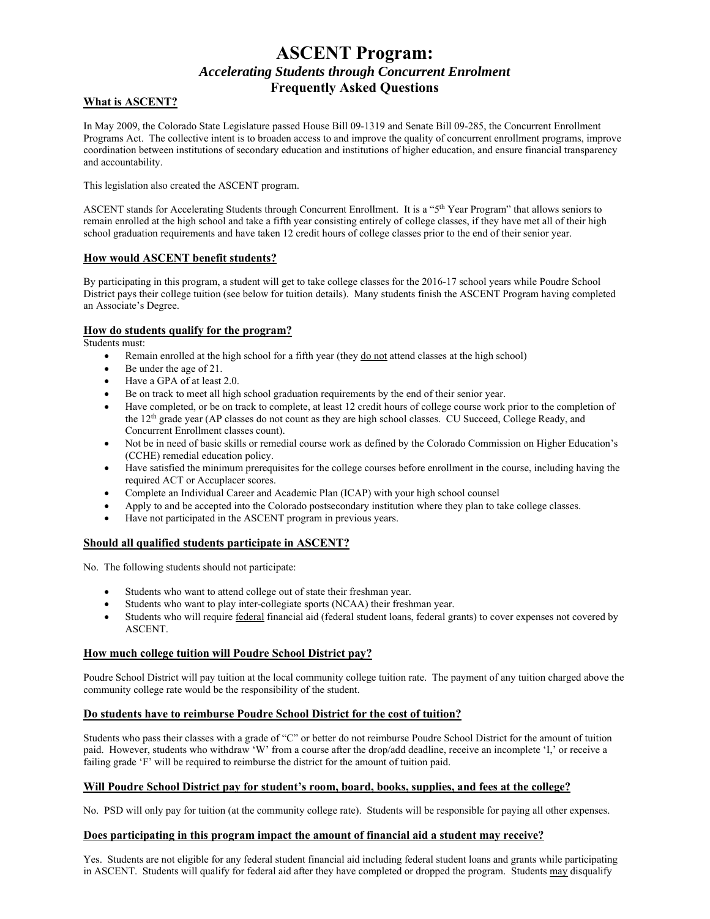# ASCENT Program:

## *Accelerating Students through Concurrent Enrolment*

## Frequently Asked Questions

### What is ASCENT?

In May 2009, the Colorado State Legislature passed House Bill 09-1319 and Senate Bill 09-285, the Concurrent Enrollment Programs Act. The collective intent is to broaden access to and improve the quality of concurrent enrollment programs, improve coordination between institutions of secondary education and institutions of higher education, and ensure financial transparency and accountability.

This legislation also created the ASCENT program.

ASCENT stands for Accelerating Students through Concurrent Enrollment. It is a "5th Year Program" that allows seniors to remain enrolled at the high school and take a fifth year consisting entirely of college classes, if they have met all of their high school graduation requirements and have taken 12 credit hours of college classes prior to the end of their senior year.

### How would ASCENT benefit students?

By participating in this program, a student will get to take college classes for the 2016-17 school years while Poudre School District pays their college tuition (see below for tuition details). Many students finish the ASCENT Program having completed an Associate's Degree.

### How do students qualify for the program?

Students must:

- Remain enrolled at the high school for a fifth year (they do not attend classes at the high school)
- Be under the age of 21.
- Have a GPA of at least 2.0.
- Be on track to meet all high school graduation requirements by the end of their senior year.
- Have completed, or be on track to complete, at least 12 credit hours of college course work prior to the completion of the 12th grade year (AP classes do not count as they are high school classes. CU Succeed, College Ready, and Concurrent Enrollment classes count).
- Not be in need of basic skills or remedial course work as defined by the Colorado Commission on Higher Education's (CCHE) remedial education policy.
- Have satisfied the minimum prerequisites for the college courses before enrollment in the course, including having the required ACT or Accuplacer scores.
- Complete an Individual Career and Academic Plan (ICAP) with your high school counsel
- Apply to and be accepted into the Colorado postsecondary institution where they plan to take college classes.
- Have not participated in the ASCENT program in previous years.

### Should all qualified students participate in ASCENT?

No. The following students should not participate:

- Students who want to attend college out of state their freshman year.
- Students who want to play inter-collegiate sports (NCAA) their freshman year.
- Students who will require federal financial aid (federal student loans, federal grants) to cover expenses not covered by ASCENT.

### How much college tuition will Poudre School District pay?

Poudre School District will pay tuition at the local community college tuition rate. The payment of any tuition charged above the community college rate would be the responsibility of the student.

### Do students have to reimburse Poudre School District for the cost of tuition?

Students who pass their classes with a grade of "C" or better do not reimburse Poudre School District for the amount of tuition paid. However, students who withdraw 'W' from a course after the drop/add deadline, receive an incomplete 'I,' or receive a failing grade 'F' will be required to reimburse the district for the amount of tuition paid.

### Will Poudre School District pay for student's room, board, books, supplies, and fees at the college?

No. PSD will only pay for tuition (at the community college rate). Students will be responsible for paying all other expenses.

### Does participating in this program impact the amount of financial aid a student may receive?

Yes. Students are not eligible for any federal student financial aid including federal student loans and grants while participating in ASCENT. Students will qualify for federal aid after they have completed or dropped the program. Students may disqualify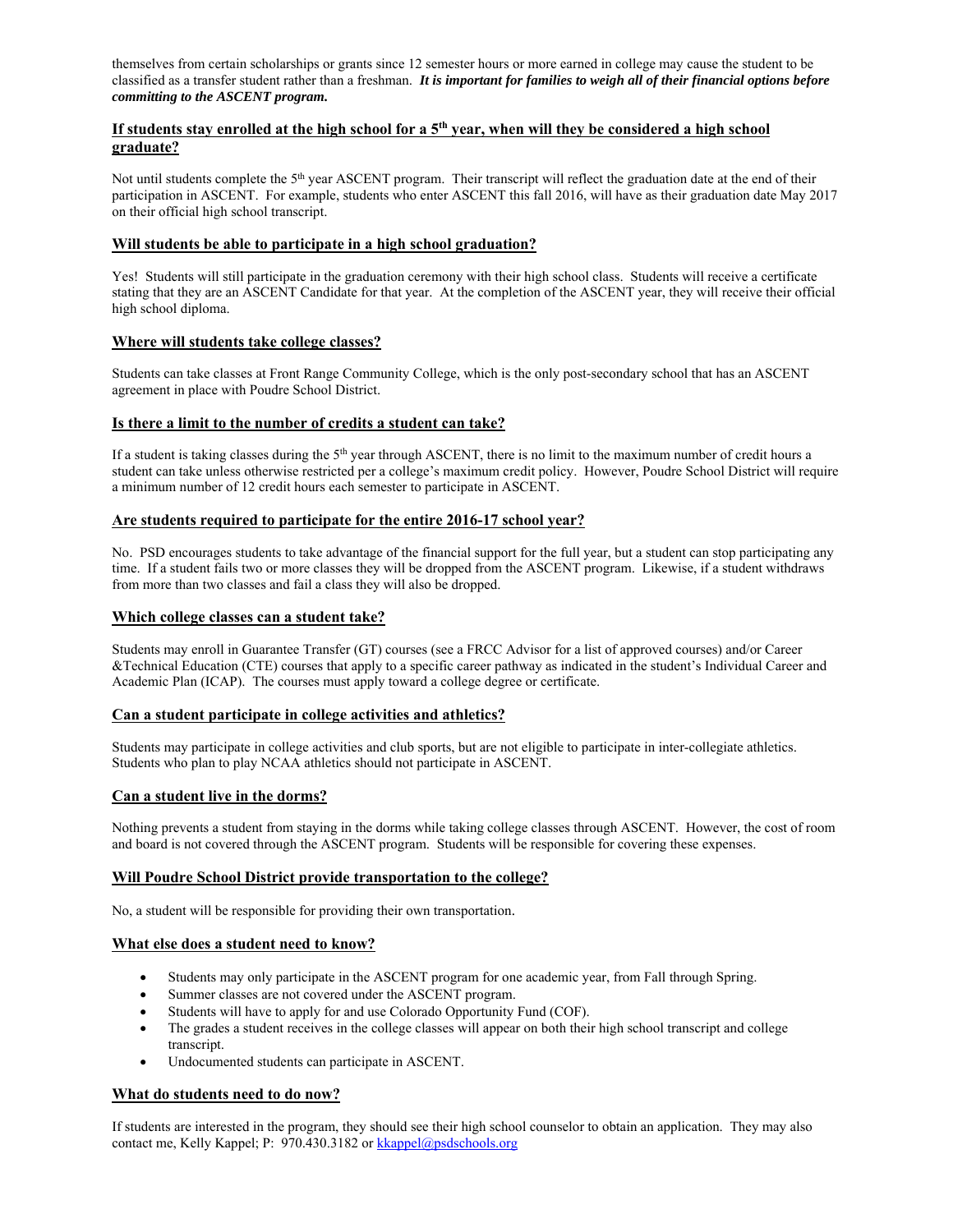themselves from certain scholarships or grants since 12 semester hours or more earned in college may cause the student to be classified as a transfer student rather than a freshman. ***It is important for families to weigh all of their financial options before committing to the ASCENT program.***

### If students stay enrolled at the high school for a 5th year, when will they be considered a high school graduate?

Not until students complete the 5th year ASCENT program. Their transcript will reflect the graduation date at the end of their participation in ASCENT. For example, students who enter ASCENT this fall 2016, will have as their graduation date May 2017 on their official high school transcript.

### Will students be able to participate in a high school graduation?

Yes! Students will still participate in the graduation ceremony with their high school class. Students will receive a certificate stating that they are an ASCENT Candidate for that year. At the completion of the ASCENT year, they will receive their official high school diploma.

### Where will students take college classes?

Students can take classes at Front Range Community College, which is the only post-secondary school that has an ASCENT agreement in place with Poudre School District.

### Is there a limit to the number of credits a student can take?

If a student is taking classes during the 5th year through ASCENT, there is no limit to the maximum number of credit hours a student can take unless otherwise restricted per a college's maximum credit policy. However, Poudre School District will require a minimum number of 12 credit hours each semester to participate in ASCENT.

### Are students required to participate for the entire 2016-17 school year?

No. PSD encourages students to take advantage of the financial support for the full year, but a student can stop participating any time. If a student fails two or more classes they will be dropped from the ASCENT program. Likewise, if a student withdraws from more than two classes and fail a class they will also be dropped.

### Which college classes can a student take?

Students may enroll in Guarantee Transfer (GT) courses (see a FRCC Advisor for a list of approved courses) and/or Career &Technical Education (CTE) courses that apply to a specific career pathway as indicated in the student's Individual Career and Academic Plan (ICAP). The courses must apply toward a college degree or certificate.

### Can a student participate in college activities and athletics?

Students may participate in college activities and club sports, but are not eligible to participate in inter-collegiate athletics. Students who plan to play NCAA athletics should not participate in ASCENT.

### Can a student live in the dorms?

Nothing prevents a student from staying in the dorms while taking college classes through ASCENT. However, the cost of room and board is not covered through the ASCENT program. Students will be responsible for covering these expenses.

### Will Poudre School District provide transportation to the college?

No, a student will be responsible for providing their own transportation.

### What else does a student need to know?

- Students may only participate in the ASCENT program for one academic year, from Fall through Spring.
- Summer classes are not covered under the ASCENT program.
- Students will have to apply for and use Colorado Opportunity Fund (COF).
- The grades a student receives in the college classes will appear on both their high school transcript and college transcript.
- Undocumented students can participate in ASCENT.

### What do students need to do now?

If students are interested in the program, they should see their high school counselor to obtain an application. They may also contact me, Kelly Kappel; P: 970.430.3182 or [kkappel@psdschools.org](mailto:kkappel@psdschools.org)